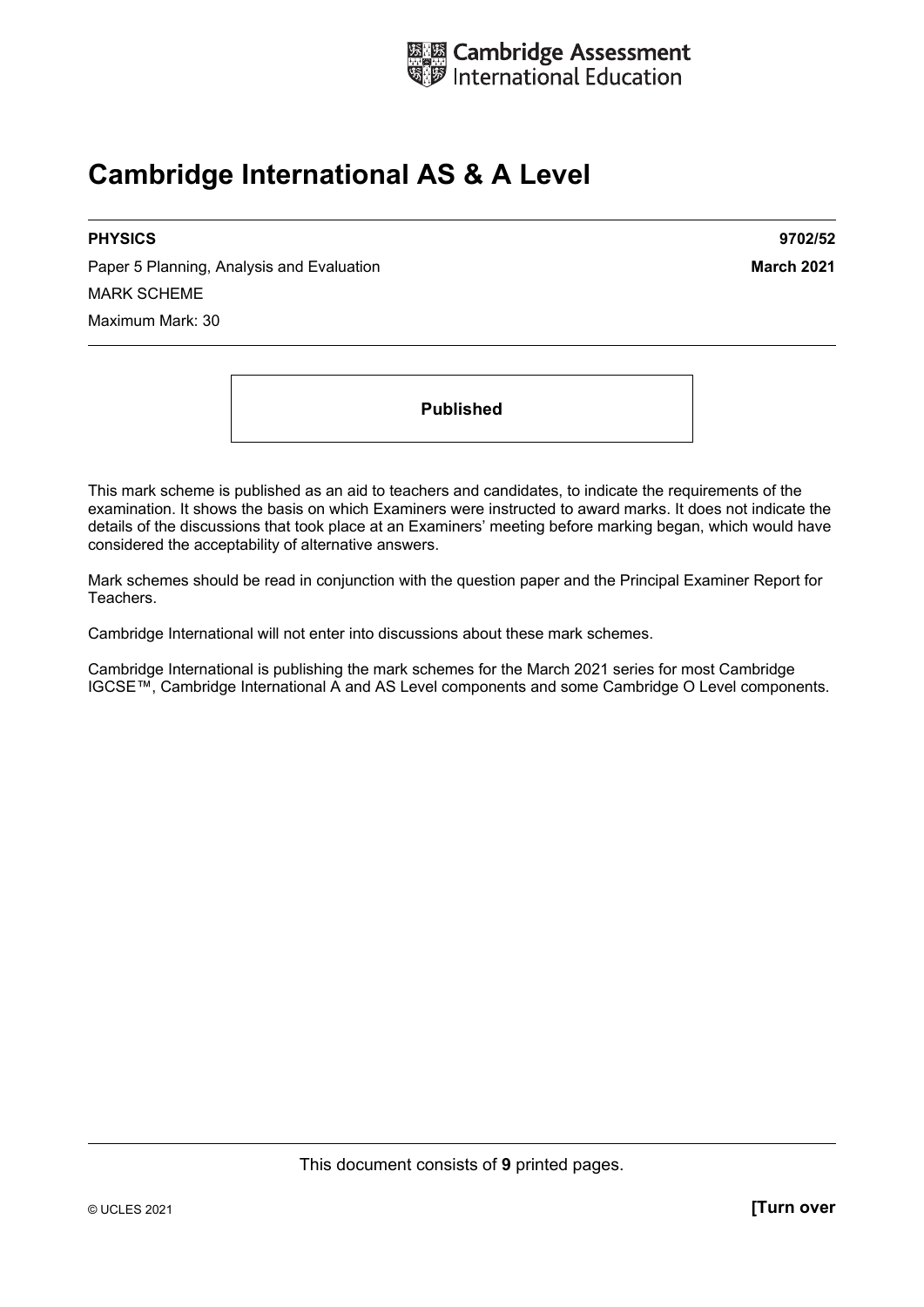Cambridge Assessment International Education

# Cambridge International AS & A Level

**PHYSICS** **9702/52**

Paper 5 Planning, Analysis and Evaluation **March 2021**

MARK SCHEME

Maximum Mark: 30

**Published**

This mark scheme is published as an aid to teachers and candidates, to indicate the requirements of the examination. It shows the basis on which Examiners were instructed to award marks. It does not indicate the details of the discussions that took place at an Examiners' meeting before marking began, which would have considered the acceptability of alternative answers.

Mark schemes should be read in conjunction with the question paper and the Principal Examiner Report for Teachers.

Cambridge International will not enter into discussions about these mark schemes.

Cambridge International is publishing the mark schemes for the March 2021 series for most Cambridge IGCSE™, Cambridge International A and AS Level components and some Cambridge O Level components.

This document consists of **9** printed pages.

© UCLES 2021 **[Turn over**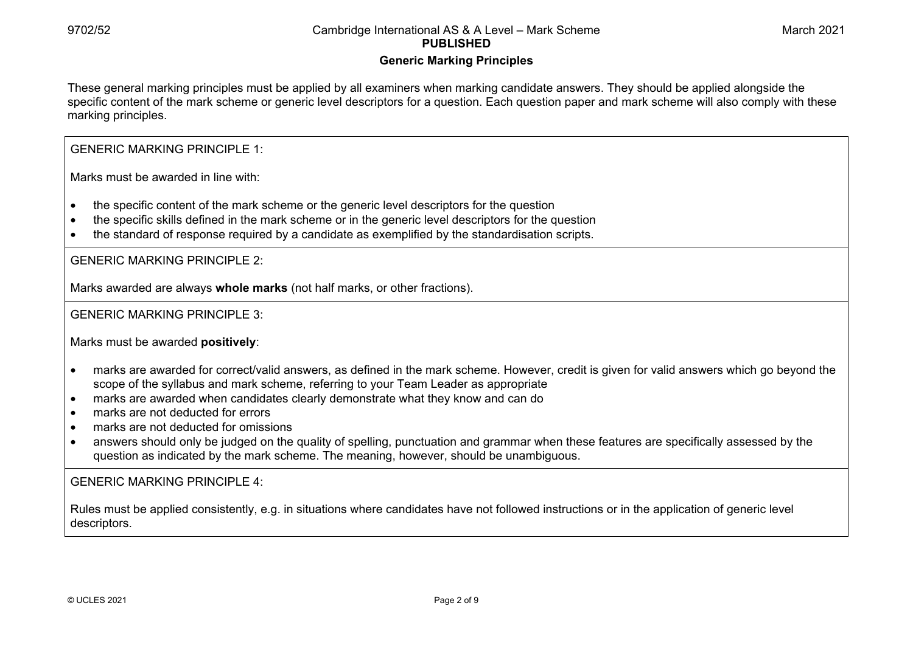## Generic Marking Principles

These general marking principles must be applied by all examiners when marking candidate answers. They should be applied alongside the specific content of the mark scheme or generic level descriptors for a question. Each question paper and mark scheme will also comply with these marking principles.

GENERIC MARKING PRINCIPLE 1:

Marks must be awarded in line with:

- the specific content of the mark scheme or the generic level descriptors for the question
- the specific skills defined in the mark scheme or in the generic level descriptors for the question
- the standard of response required by a candidate as exemplified by the standardisation scripts.

GENERIC MARKING PRINCIPLE 2:

Marks awarded are always **whole marks** (not half marks, or other fractions).

GENERIC MARKING PRINCIPLE 3:

Marks must be awarded **positively**:

- marks are awarded for correct/valid answers, as defined in the mark scheme. However, credit is given for valid answers which go beyond the scope of the syllabus and mark scheme, referring to your Team Leader as appropriate
- marks are awarded when candidates clearly demonstrate what they know and can do
- marks are not deducted for errors
- marks are not deducted for omissions
- answers should only be judged on the quality of spelling, punctuation and grammar when these features are specifically assessed by the question as indicated by the mark scheme. The meaning, however, should be unambiguous.

GENERIC MARKING PRINCIPLE 4:

Rules must be applied consistently, e.g. in situations where candidates have not followed instructions or in the application of generic level descriptors.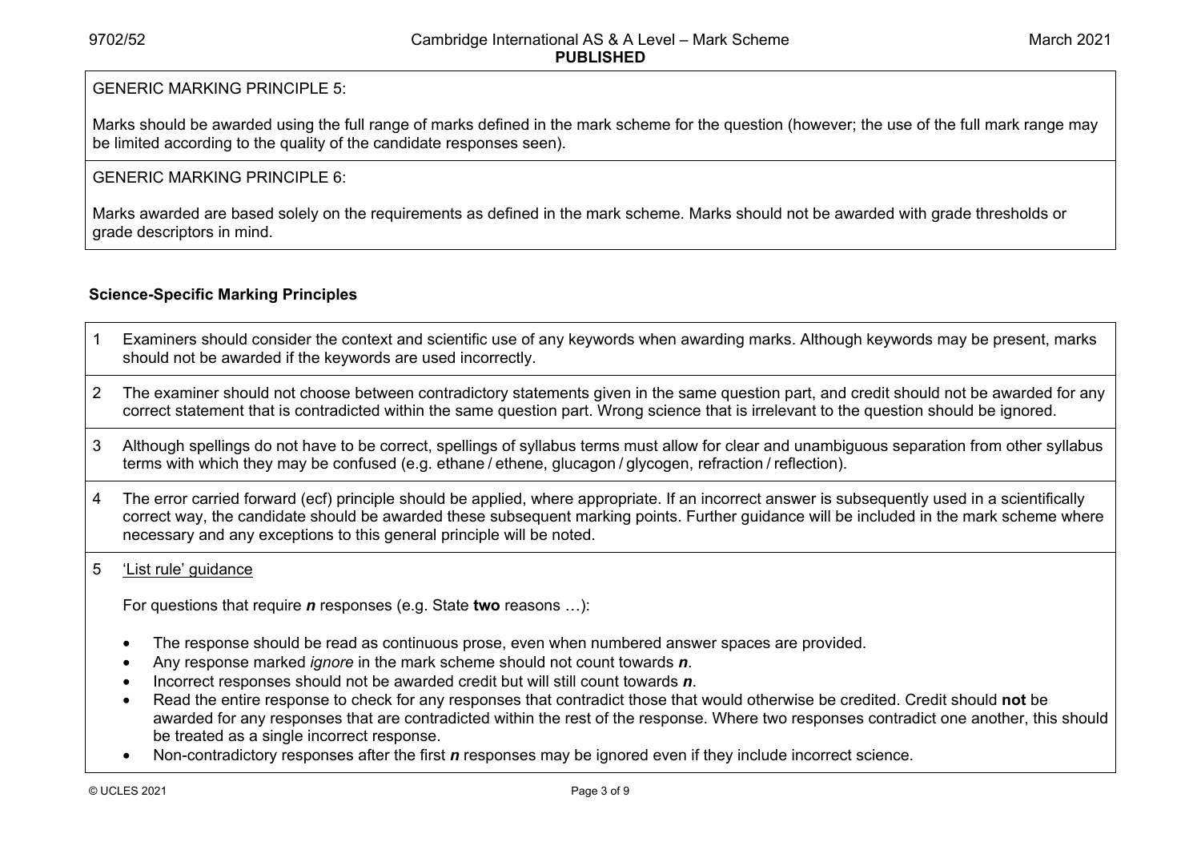GENERIC MARKING PRINCIPLE 5:

Marks should be awarded using the full range of marks defined in the mark scheme for the question (however; the use of the full mark range may be limited according to the quality of the candidate responses seen).

GENERIC MARKING PRINCIPLE 6:

Marks awarded are based solely on the requirements as defined in the mark scheme. Marks should not be awarded with grade thresholds or grade descriptors in mind.

## Science-Specific Marking Principles

1. Examiners should consider the context and scientific use of any keywords when awarding marks. Although keywords may be present, marks should not be awarded if the keywords are used incorrectly.

2. The examiner should not choose between contradictory statements given in the same question part, and credit should not be awarded for any correct statement that is contradicted within the same question part. Wrong science that is irrelevant to the question should be ignored.

3. Although spellings do not have to be correct, spellings of syllabus terms must allow for clear and unambiguous separation from other syllabus terms with which they may be confused (e.g. ethane / ethene, glucagon / glycogen, refraction / reflection).

4. The error carried forward (ecf) principle should be applied, where appropriate. If an incorrect answer is subsequently used in a scientifically correct way, the candidate should be awarded these subsequent marking points. Further guidance will be included in the mark scheme where necessary and any exceptions to this general principle will be noted.

5. 'List rule' guidance

   For questions that require ***n*** responses (e.g. State **two** reasons …):

   - The response should be read as continuous prose, even when numbered answer spaces are provided.
   - Any response marked *ignore* in the mark scheme should not count towards ***n***.
   - Incorrect responses should not be awarded credit but will still count towards ***n***.
   - Read the entire response to check for any responses that contradict those that would otherwise be credited. Credit should **not** be awarded for any responses that are contradicted within the rest of the response. Where two responses contradict one another, this should be treated as a single incorrect response.
   - Non-contradictory responses after the first ***n*** responses may be ignored even if they include incorrect science.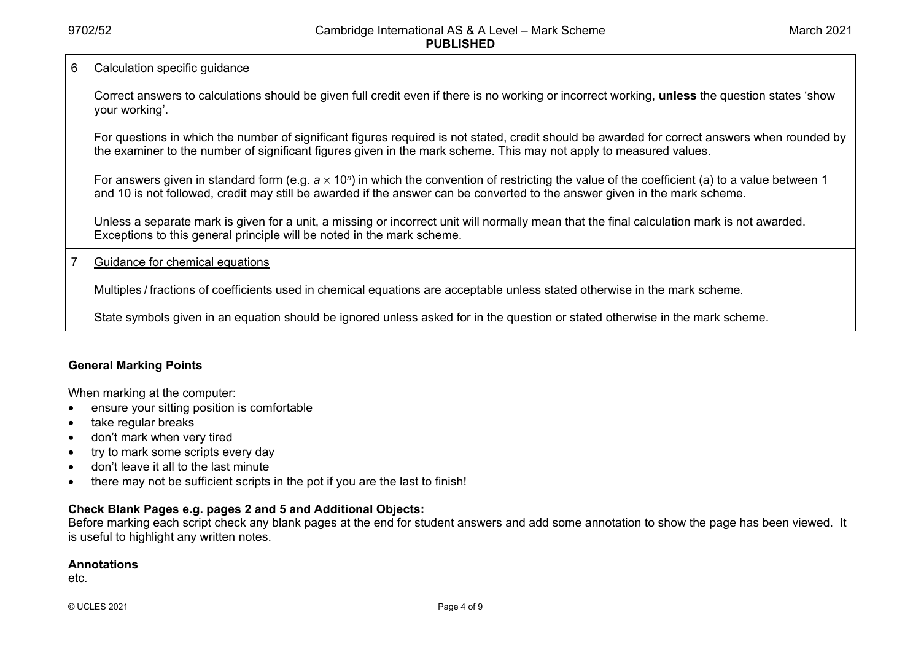6 <u>Calculation specific guidance</u>

Correct answers to calculations should be given full credit even if there is no working or incorrect working, **unless** the question states 'show your working'.

For questions in which the number of significant figures required is not stated, credit should be awarded for correct answers when rounded by the examiner to the number of significant figures given in the mark scheme. This may not apply to measured values.

For answers given in standard form (e.g. $a \times 10^n$) in which the convention of restricting the value of the coefficient ($a$) to a value between 1 and 10 is not followed, credit may still be awarded if the answer can be converted to the answer given in the mark scheme.

Unless a separate mark is given for a unit, a missing or incorrect unit will normally mean that the final calculation mark is not awarded. Exceptions to this general principle will be noted in the mark scheme.

7 <u>Guidance for chemical equations</u>

Multiples / fractions of coefficients used in chemical equations are acceptable unless stated otherwise in the mark scheme.

State symbols given in an equation should be ignored unless asked for in the question or stated otherwise in the mark scheme.

**General Marking Points**

When marking at the computer:

- ensure your sitting position is comfortable
- take regular breaks
- don't mark when very tired
- try to mark some scripts every day
- don't leave it all to the last minute
- there may not be sufficient scripts in the pot if you are the last to finish!

**Check Blank Pages e.g. pages 2 and 5 and Additional Objects:**
Before marking each script check any blank pages at the end for student answers and add some annotation to show the page has been viewed. It is useful to highlight any written notes.

**Annotations**
etc.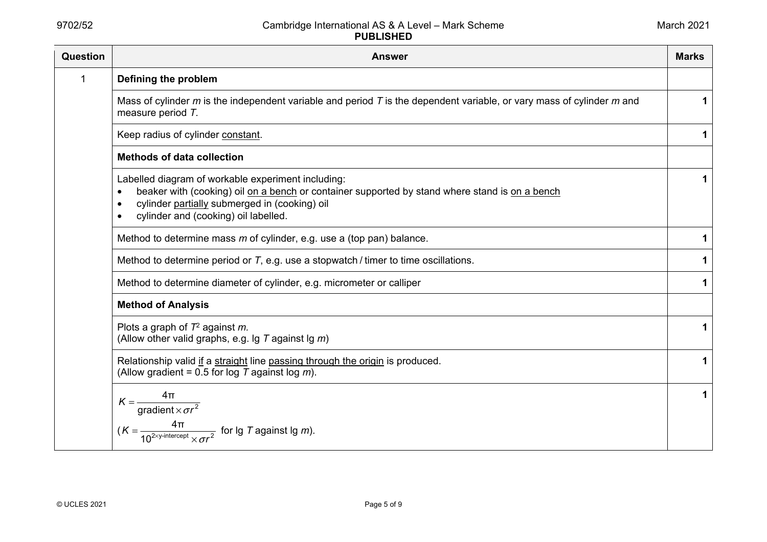| Question | Answer | Marks |
|---|---|---|
| 1 | **Defining the problem** | |
| | Mass of cylinder $m$ is the independent variable and period $T$ is the dependent variable, or vary mass of cylinder $m$ and measure period $T$. | **1** |
| | Keep radius of cylinder constant. | **1** |
| | **Methods of data collection** | |
| | Labelled diagram of workable experiment including: <br>• beaker with (cooking) oil on a bench or container supported by stand where stand is on a bench <br>• cylinder partially submerged in (cooking) oil <br>• cylinder and (cooking) oil labelled. | **1** |
| | Method to determine mass $m$ of cylinder, e.g. use a (top pan) balance. | **1** |
| | Method to determine period or $T$, e.g. use a stopwatch / timer to time oscillations. | **1** |
| | Method to determine diameter of cylinder, e.g. micrometer or calliper | **1** |
| | **Method of Analysis** | |
| | Plots a graph of $T^2$ against $m$. <br>(Allow other valid graphs, e.g. lg $T$ against lg $m$) | **1** |
| | Relationship valid if a straight line passing through the origin is produced. <br>(Allow gradient = 0.5 for log $T$ against log $m$). | **1** |
| | $K = \dfrac{4\pi}{\text{gradient} \times \sigma r^2}$ <br>($K = \dfrac{4\pi}{10^{2 \times \text{y-intercept}} \times \sigma r^2}$ for lg $T$ against lg $m$). | **1** |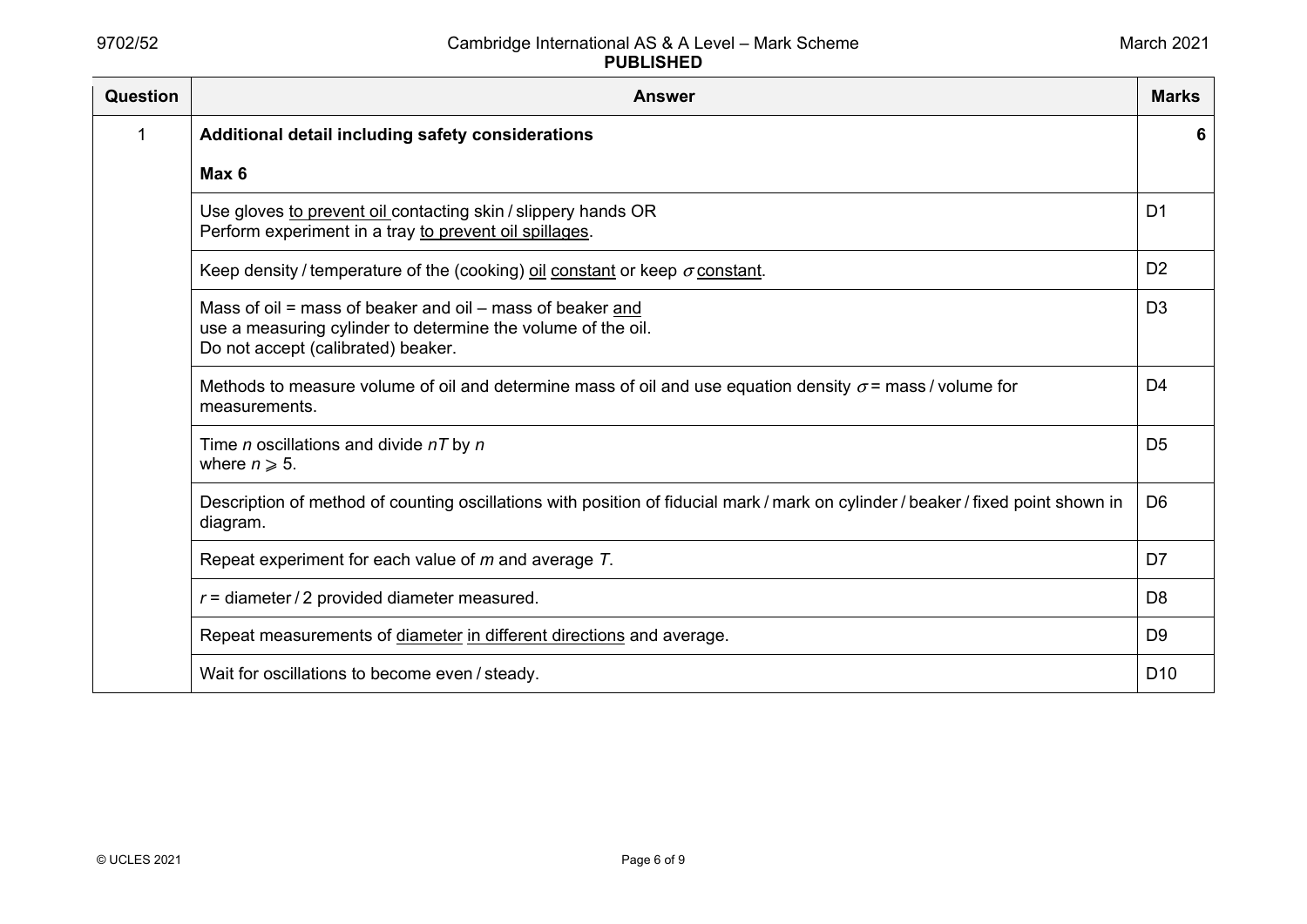| Question | Answer | Marks |
|---|---|---|
| 1 | **Additional detail including safety considerations**<br><br>**Max 6** | **6** |
| | Use gloves to prevent oil contacting skin / slippery hands OR<br>Perform experiment in a tray to prevent oil spillages. | D1 |
| | Keep density / temperature of the (cooking) oil constant or keep $\sigma$ constant. | D2 |
| | Mass of oil = mass of beaker and oil – mass of beaker and<br>use a measuring cylinder to determine the volume of the oil.<br>Do not accept (calibrated) beaker. | D3 |
| | Methods to measure volume of oil and determine mass of oil and use equation density $\sigma$ = mass / volume for measurements. | D4 |
| | Time $n$ oscillations and divide $nT$ by $n$<br>where $n \geqslant 5$. | D5 |
| | Description of method of counting oscillations with position of fiducial mark / mark on cylinder / beaker / fixed point shown in diagram. | D6 |
| | Repeat experiment for each value of $m$ and average $T$. | D7 |
| | $r$ = diameter / 2 provided diameter measured. | D8 |
| | Repeat measurements of diameter in different directions and average. | D9 |
| | Wait for oscillations to become even / steady. | D10 |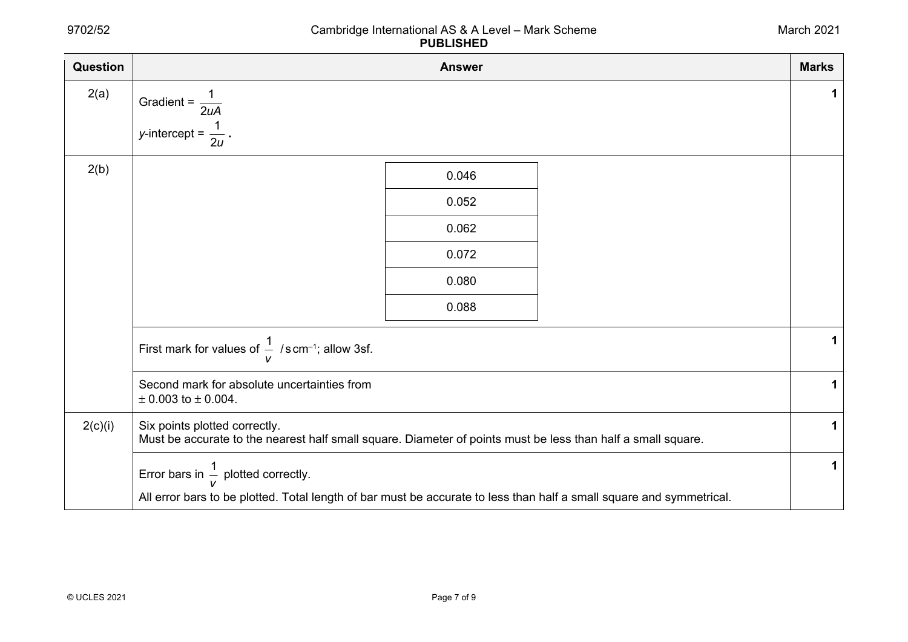| Question | Answer | Marks |
|---|---|---|
| 2(a) | Gradient = $\frac{1}{2uA}$<br>$y$-intercept = $\frac{1}{2u}$ **.** | **1** |
| 2(b) | 0.046<br>0.052<br>0.062<br>0.072<br>0.080<br>0.088 | |
| | First mark for values of $\frac{1}{v}$ / s cm$^{-1}$; allow 3sf. | **1** |
| | Second mark for absolute uncertainties from ± 0.003 to ± 0.004. | **1** |
| 2(c)(i) | Six points plotted correctly.<br>Must be accurate to the nearest half small square. Diameter of points must be less than half a small square. | **1** |
| | Error bars in $\frac{1}{v}$ plotted correctly.<br>All error bars to be plotted. Total length of bar must be accurate to less than half a small square and symmetrical. | **1** |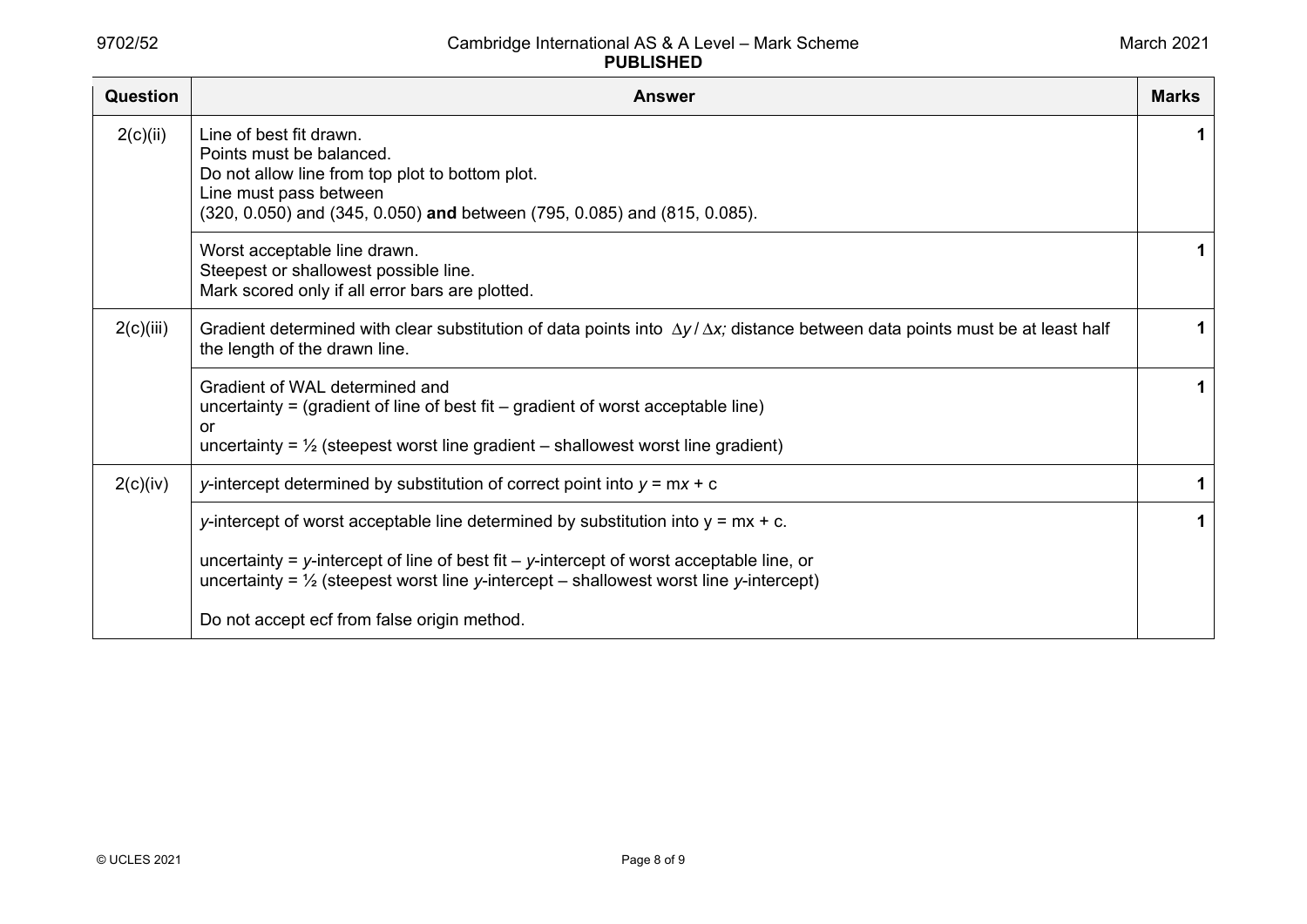| Question | Answer | Marks |
|---|---|---|
| 2(c)(ii) | Line of best fit drawn.<br>Points must be balanced.<br>Do not allow line from top plot to bottom plot.<br>Line must pass between<br>(320, 0.050) and (345, 0.050) **and** between (795, 0.085) and (815, 0.085). | **1** |
| | Worst acceptable line drawn.<br>Steepest or shallowest possible line.<br>Mark scored only if all error bars are plotted. | **1** |
| 2(c)(iii) | Gradient determined with clear substitution of data points into $\Delta y / \Delta x$; distance between data points must be at least half the length of the drawn line. | **1** |
| | Gradient of WAL determined and<br>uncertainty = (gradient of line of best fit – gradient of worst acceptable line)<br>or<br>uncertainty = ½ (steepest worst line gradient – shallowest worst line gradient) | **1** |
| 2(c)(iv) | *y*-intercept determined by substitution of correct point into $y = mx + c$ | **1** |
| | *y*-intercept of worst acceptable line determined by substitution into $y = mx + c$.<br><br>uncertainty = *y*-intercept of line of best fit – *y*-intercept of worst acceptable line, or<br>uncertainty = ½ (steepest worst line *y*-intercept – shallowest worst line *y*-intercept)<br><br>Do not accept ecf from false origin method. | **1** |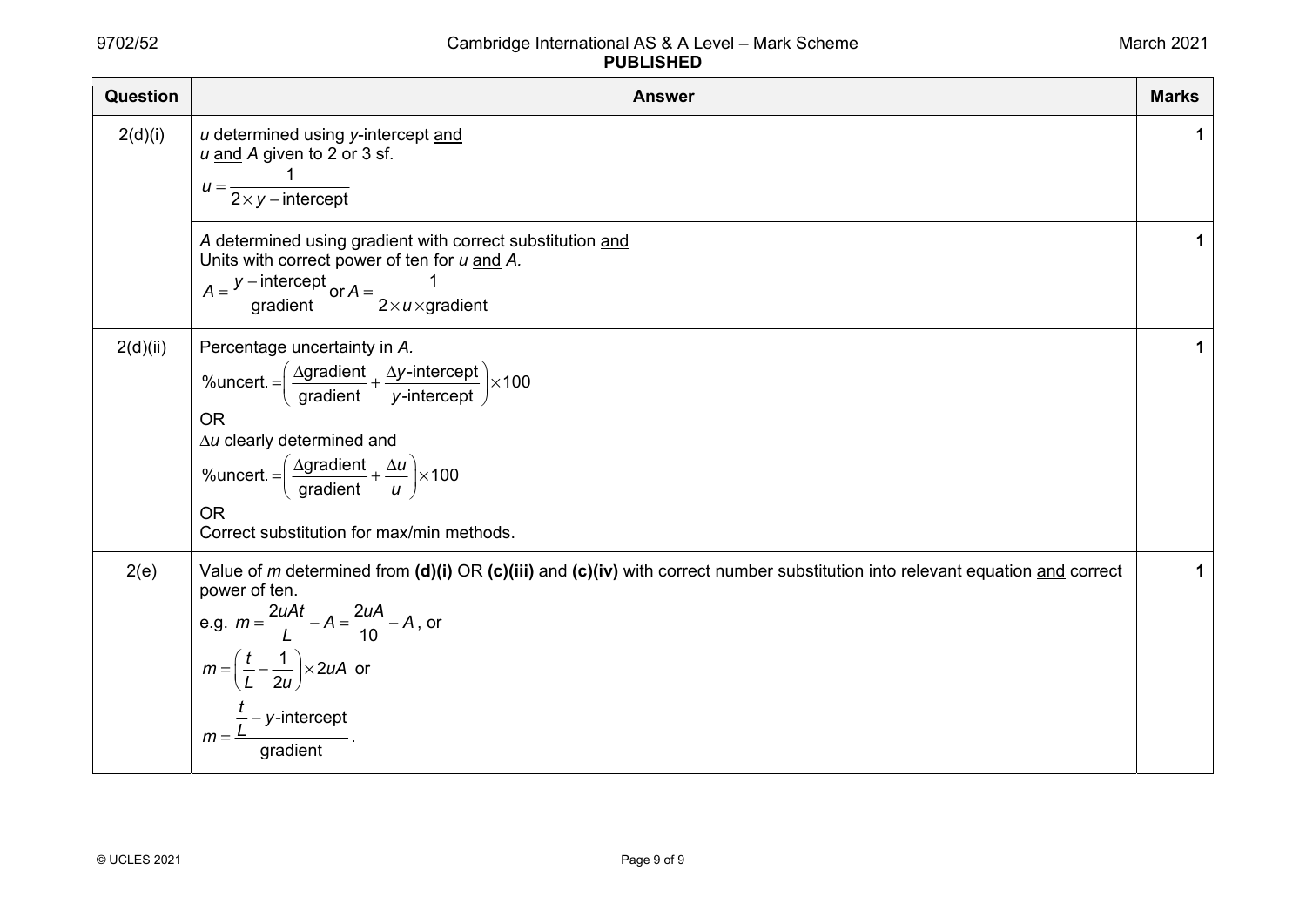| Question | Answer | Marks |
|---|---|---|
| 2(d)(i) | *u* determined using *y*-intercept and<br>*u* and *A* given to 2 or 3 sf.<br>$u = \frac{1}{2 \times y - \text{intercept}}$ | 1 |
| | *A* determined using gradient with correct substitution and<br>Units with correct power of ten for *u* and *A*.<br>$A = \frac{y - \text{intercept}}{\text{gradient}}$ or $A = \frac{1}{2 \times u \times \text{gradient}}$ | 1 |
| 2(d)(ii) | Percentage uncertainty in *A*.<br>$\%\text{uncert.} = \left( \frac{\Delta\text{gradient}}{\text{gradient}} + \frac{\Delta y\text{-intercept}}{y\text{-intercept}} \right) \times 100$<br>OR<br>$\Delta u$ clearly determined and<br>$\%\text{uncert.} = \left( \frac{\Delta\text{gradient}}{\text{gradient}} + \frac{\Delta u}{u} \right) \times 100$<br>OR<br>Correct substitution for max/min methods. | 1 |
| 2(e) | Value of *m* determined from **(d)(i)** OR **(c)(iii)** and **(c)(iv)** with correct number substitution into relevant equation and correct power of ten.<br>e.g. $m = \frac{2uAt}{L} - A = \frac{2uA}{10} - A$, or<br>$m = \left( \frac{t}{L} - \frac{1}{2u} \right) \times 2uA$ or<br>$m = \frac{\frac{t}{L} - y\text{-intercept}}{\text{gradient}}$. | 1 |